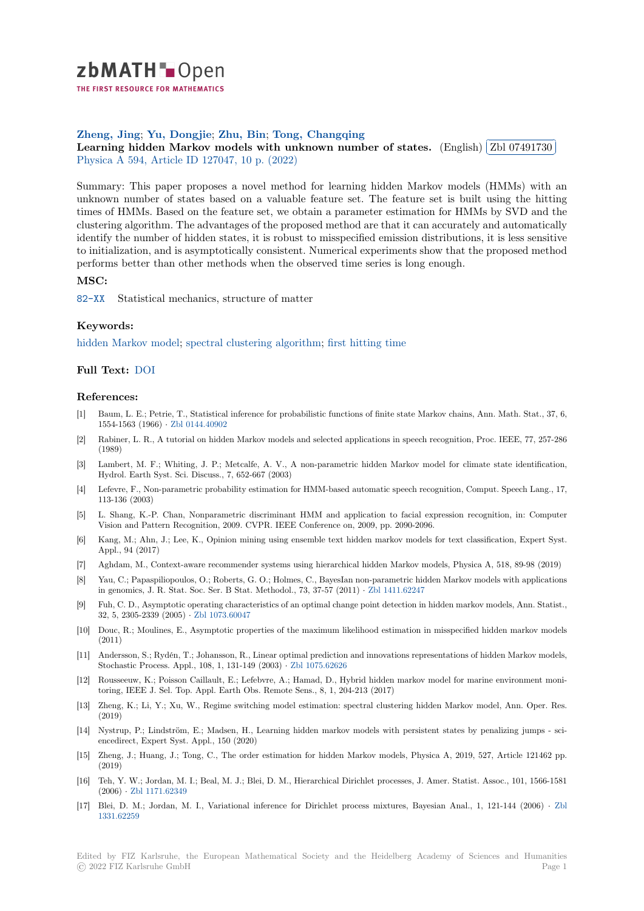**Zheng, Jing; Yu, Dongjie; Zhu, Bin; Tong, Changqing**

**Learning hidden Markov models with unknown number of states.** (English) Zbl 07491730

Physica A 594, Article ID 127047, 10 p. (2022)

Summary: This paper proposes a novel method for learning hidden Markov models (HMMs) with an unknown number of states based on a valuable feature set. The feature set is built using the hitting times of HMMs. Based on the feature set, we obtain a parameter estimation for HMMs by SVD and the clustering algorithm. The advantages of the proposed method are that it can accurately and automatically identify the number of hidden states, it is robust to misspecified emission distributions, it is less sensitive to initialization, and is asymptotically consistent. Numerical experiments show that the proposed method performs better than other methods when the observed time series is long enough.

### MSC:

82-XX Statistical mechanics, structure of matter

### Keywords:

hidden Markov model; spectral clustering algorithm; first hitting time

### Full Text: DOI

### References:

- [1] Baum, L. E.; Petrie, T., Statistical inference for probabilistic functions of finite state Markov chains, Ann. Math. Stat., 37, 6, 1554-1563 (1966) · Zbl 0144.40902
- [2] Rabiner, L. R., A tutorial on hidden Markov models and selected applications in speech recognition, Proc. IEEE, 77, 257-286 (1989)
- [3] Lambert, M. F.; Whiting, J. P.; Metcalfe, A. V., A non-parametric hidden Markov model for climate state identification, Hydrol. Earth Syst. Sci. Discuss., 7, 652-667 (2003)
- [4] Lefevre, F., Non-parametric probability estimation for HMM-based automatic speech recognition, Comput. Speech Lang., 17, 113-136 (2003)
- [5] L. Shang, K.-P. Chan, Nonparametric discriminant HMM and application to facial expression recognition, in: Computer Vision and Pattern Recognition, 2009. CVPR. IEEE Conference on, 2009, pp. 2090-2096.
- [6] Kang, M.; Ahn, J.; Lee, K., Opinion mining using ensemble text hidden markov models for text classification, Expert Syst. Appl., 94 (2017)
- [7] Aghdam, M., Context-aware recommender systems using hierarchical hidden Markov models, Physica A, 518, 89-98 (2019)
- [8] Yau, C.; Papaspiliopoulos, O.; Roberts, G. O.; Holmes, C., BayesIan non-parametric hidden Markov models with applications in genomics, J. R. Stat. Soc. Ser. B Stat. Methodol., 73, 37-57 (2011) · Zbl 1411.62247
- [9] Fuh, C. D., Asymptotic operating characteristics of an optimal change point detection in hidden markov models, Ann. Statist., 32, 5, 2305-2339 (2005) · Zbl 1073.60047
- [10] Douc, R.; Moulines, E., Asymptotic properties of the maximum likelihood estimation in misspecified hidden markov models (2011)
- [11] Andersson, S.; Rydén, T.; Johansson, R., Linear optimal prediction and innovations representations of hidden Markov models, Stochastic Process. Appl., 108, 1, 131-149 (2003) · Zbl 1075.62626
- [12] Rousseeuw, K.; Poisson Caillault, E.; Lefebvre, A.; Hamad, D., Hybrid hidden markov model for marine environment monitoring, IEEE J. Sel. Top. Appl. Earth Obs. Remote Sens., 8, 1, 204-213 (2017)
- [13] Zheng, K.; Li, Y.; Xu, W., Regime switching model estimation: spectral clustering hidden Markov model, Ann. Oper. Res. (2019)
- [14] Nystrup, P.; Lindström, E.; Madsen, H., Learning hidden markov models with persistent states by penalizing jumps - sciencedirect, Expert Syst. Appl., 150 (2020)
- [15] Zheng, J.; Huang, J.; Tong, C., The order estimation for hidden Markov models, Physica A, 2019, 527, Article 121462 pp. (2019)
- [16] Teh, Y. W.; Jordan, M. I.; Beal, M. J.; Blei, D. M., Hierarchical Dirichlet processes, J. Amer. Statist. Assoc., 101, 1566-1581 (2006) · Zbl 1171.62349
- [17] Blei, D. M.; Jordan, M. I., Variational inference for Dirichlet process mixtures, Bayesian Anal., 1, 121-144 (2006) · Zbl 1331.62259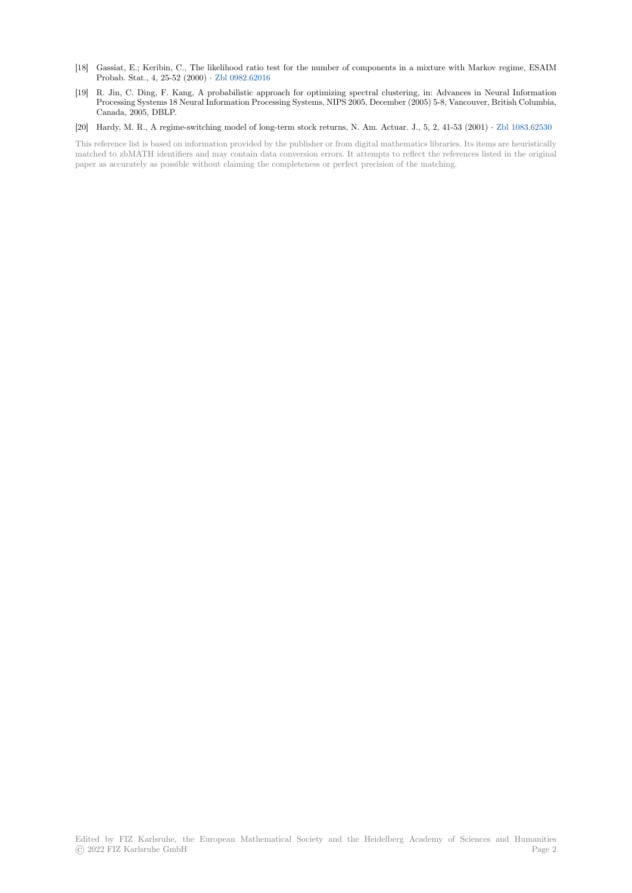[18] Gassiat, E.; Keribin, C., The likelihood ratio test for the number of components in a mixture with Markov regime, ESAIM Probab. Stat., 4, 25-52 (2000) · Zbl 0982.62016

[19] R. Jin, C. Ding, F. Kang, A probabilistic approach for optimizing spectral clustering, in: Advances in Neural Information Processing Systems 18 Neural Information Processing Systems, NIPS 2005, December (2005) 5-8, Vancouver, British Columbia, Canada, 2005, DBLP.

[20] Hardy, M. R., A regime-switching model of long-term stock returns, N. Am. Actuar. J., 5, 2, 41-53 (2001) · Zbl 1083.62530

This reference list is based on information provided by the publisher or from digital mathematics libraries. Its items are heuristically matched to zbMATH identifiers and may contain data conversion errors. It attempts to reflect the references listed in the original paper as accurately as possible without claiming the completeness or perfect precision of the matching.